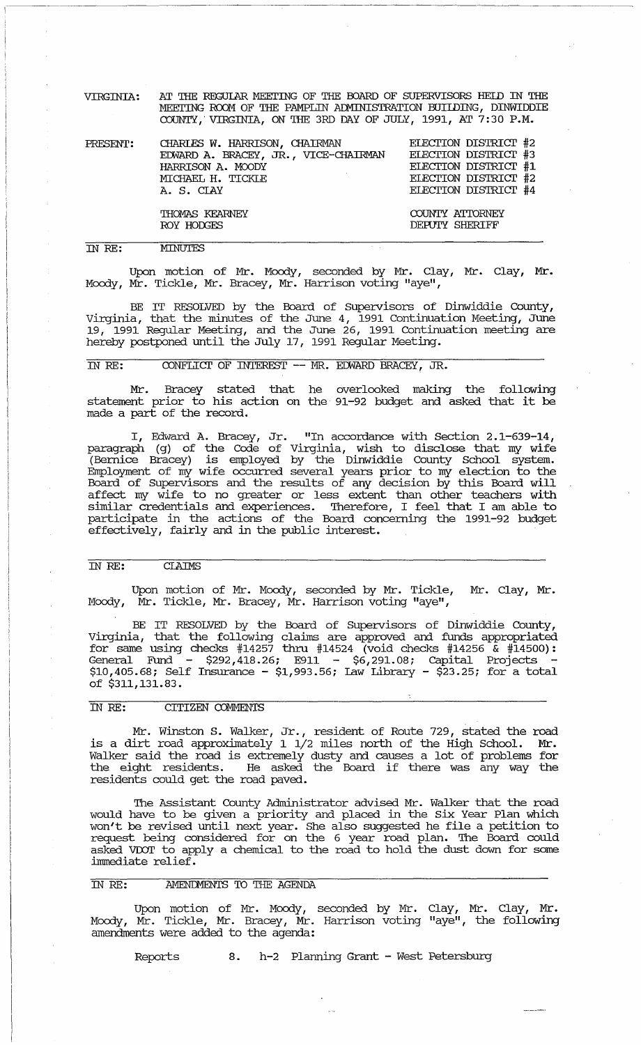VIRGINIA: AT THE REGULAR MEETING OF THE BOARD OF SUPERVISORS HELD IN THE MEETING ROOM OF THE PAMPLIN ADMINISTRATION BUILDING, DINWIDDIE COUNTY, VIRGINIA, ON THE 3RD DAY OF JULY, 1991, AT 7:30 P.M.

| PRESENT: | | |
|---|---|---|
| | CHARLES W. HARRISON, CHAIRMAN | ELECTION DISTRICT #2 |
| | EDWARD A. BRACEY, JR., VICE-CHAIRMAN | ELECTION DISTRICT #3 |
| | HARRISON A. MOODY | ELECTION DISTRICT #1 |
| | MICHAEL H. TICKLE | ELECTION DISTRICT #2 |
| | A. S. CLAY | ELECTION DISTRICT #4 |
| | THOMAS KEARNEY | COUNTY ATTORNEY |
| | ROY HODGES | DEPUTY SHERIFF |

IN RE: MINUTES

Upon motion of Mr. Moody, seconded by Mr. Clay, Mr. Clay, Mr. Moody, Mr. Tickle, Mr. Bracey, Mr. Harrison voting "aye",

BE IT RESOLVED by the Board of Supervisors of Dinwiddie County, Virginia, that the minutes of the June 4, 1991 Continuation Meeting, June 19, 1991 Regular Meeting, and the June 26, 1991 Continuation meeting are hereby postponed until the July 17, 1991 Regular Meeting.

IN RE: CONFLICT OF INTEREST -- MR. EDWARD BRACEY, JR.

Mr. Bracey stated that he overlooked making the following statement prior to his action on the 91-92 budget and asked that it be made a part of the record.

I, Edward A. Bracey, Jr. "In accordance with Section 2.1-639-14, paragraph (g) of the Code of Virginia, wish to disclose that my wife (Bernice Bracey) is employed by the Dinwiddie County School system. Employment of my wife occurred several years prior to my election to the Board of Supervisors and the results of any decision by this Board will affect my wife to no greater or less extent than other teachers with similar credentials and experiences. Therefore, I feel that I am able to participate in the actions of the Board concerning the 1991-92 budget effectively, fairly and in the public interest.

IN RE: CLAIMS

Upon motion of Mr. Moody, seconded by Mr. Tickle, Mr. Clay, Mr. Moody, Mr. Tickle, Mr. Bracey, Mr. Harrison voting "aye",

BE IT RESOLVED by the Board of Supervisors of Dinwiddie County, Virginia, that the following claims are approved and funds appropriated for same using checks #14257 thru #14524 (void checks #14256 & #14500): General Fund - $292,418.26; E911 - $6,291.08; Capital Projects - $10,405.68; Self Insurance - $1,993.56; Law Library - $23.25; for a total of $311,131.83.

IN RE: CITIZEN COMMENTS

Mr. Winston S. Walker, Jr., resident of Route 729, stated the road is a dirt road approximately 1 1/2 miles north of the High School. Mr. Walker said the road is extremely dusty and causes a lot of problems for the eight residents. He asked the Board if there was any way the residents could get the road paved.

The Assistant County Administrator advised Mr. Walker that the road would have to be given a priority and placed in the Six Year Plan which won't be revised until next year. She also suggested he file a petition to request being considered for on the 6 year road plan. The Board could asked VDOT to apply a chemical to the road to hold the dust down for some immediate relief.

IN RE: AMENDMENTS TO THE AGENDA

Upon motion of Mr. Moody, seconded by Mr. Clay, Mr. Clay, Mr. Moody, Mr. Tickle, Mr. Bracey, Mr. Harrison voting "aye", the following amendments were added to the agenda:

Reports 8. h-2 Planning Grant - West Petersburg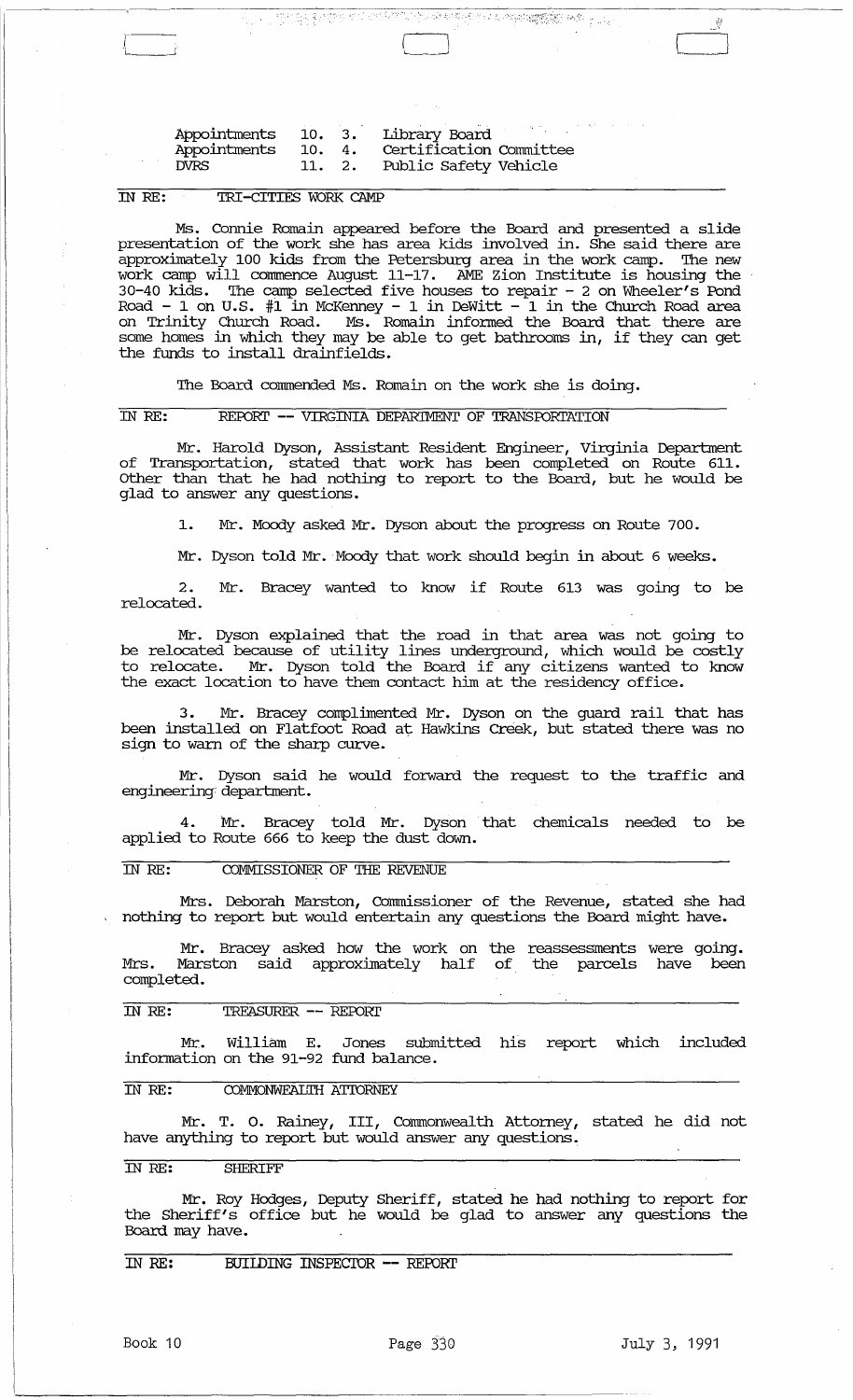| | | |
|---|---|---|
| Appointments | 10. 3. | Library Board |
| Appointments | 10. 4. | Certification Committee |
| DVRS | 11. 2. | Public Safety Vehicle |

IN RE: TRI-CITIES WORK CAMP

Ms. Connie Romain appeared before the Board and presented a slide presentation of the work she has area kids involved in. She said there are approximately 100 kids from the Petersburg area in the work camp. The new work camp will commence August 11-17. AME Zion Institute is housing the 30-40 kids. The camp selected five houses to repair - 2 on Wheeler's Pond Road - 1 on U.S. #1 in McKenney - 1 in DeWitt - 1 in the Church Road area on Trinity Church Road. Ms. Romain informed the Board that there are some homes in which they may be able to get bathrooms in, if they can get the funds to install drainfields.

The Board commended Ms. Romain on the work she is doing.

IN RE: REPORT -- VIRGINIA DEPARTMENT OF TRANSPORTATION

Mr. Harold Dyson, Assistant Resident Engineer, Virginia Department of Transportation, stated that work has been completed on Route 611. Other than that he had nothing to report to the Board, but he would be glad to answer any questions.

1. Mr. Moody asked Mr. Dyson about the progress on Route 700.

Mr. Dyson told Mr. Moody that work should begin in about 6 weeks.

2. Mr. Bracey wanted to know if Route 613 was going to be relocated.

Mr. Dyson explained that the road in that area was not going to be relocated because of utility lines underground, which would be costly to relocate. Mr. Dyson told the Board if any citizens wanted to know the exact location to have them contact him at the residency office.

3. Mr. Bracey complimented Mr. Dyson on the guard rail that has been installed on Flatfoot Road at Hawkins Creek, but stated there was no sign to warn of the sharp curve.

Mr. Dyson said he would forward the request to the traffic and engineering department.

4. Mr. Bracey told Mr. Dyson that chemicals needed to be applied to Route 666 to keep the dust down.

IN RE: COMMISSIONER OF THE REVENUE

Mrs. Deborah Marston, Commissioner of the Revenue, stated she had nothing to report but would entertain any questions the Board might have.

Mr. Bracey asked how the work on the reassessments were going. Mrs. Marston said approximately half of the parcels have been completed.

IN RE: TREASURER -- REPORT

Mr. William E. Jones submitted his report which included information on the 91-92 fund balance.

IN RE: COMMONWEALTH ATTORNEY

Mr. T. O. Rainey, III, Commonwealth Attorney, stated he did not have anything to report but would answer any questions.

IN RE: SHERIFF

Mr. Roy Hodges, Deputy Sheriff, stated he had nothing to report for the Sheriff's office but he would be glad to answer any questions the Board may have.

IN RE: BUILDING INSPECTOR -- REPORT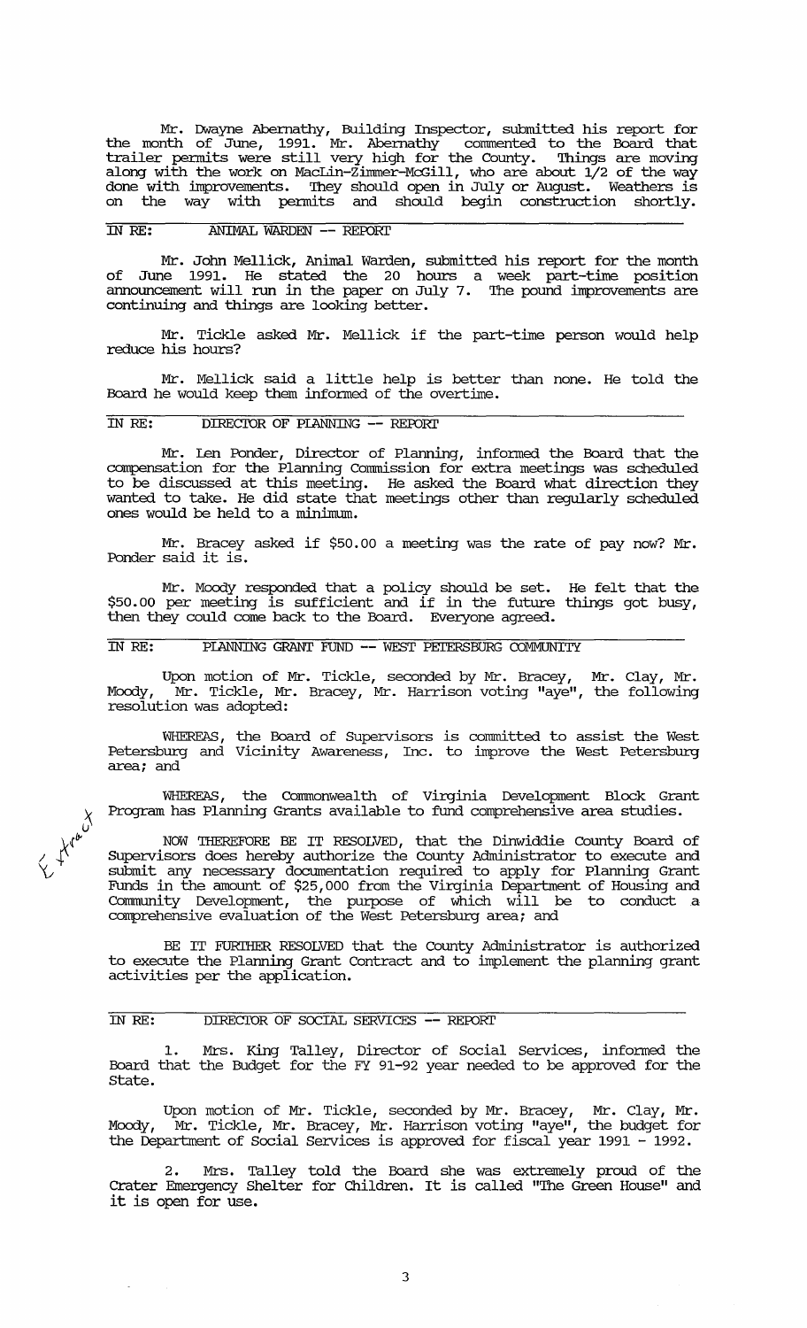Mr. Dwayne Abernathy, Building Inspector, submitted his report for the month of June, 1991. Mr. Abernathy commented to the Board that trailer permits were still very high for the County. Things are moving along with the work on MacLin-Zimmer-McGill, who are about 1/2 of the way done with improvements. They should open in July or August. Weathers is on the way with permits and should begin construction shortly.

IN RE: ANIMAL WARDEN -- REPORT

Mr. John Mellick, Animal Warden, submitted his report for the month of June 1991. He stated the 20 hours a week part-time position announcement will run in the paper on July 7. The pound improvements are continuing and things are looking better.

Mr. Tickle asked Mr. Mellick if the part-time person would help reduce his hours?

Mr. Mellick said a little help is better than none. He told the Board he would keep them informed of the overtime.

IN RE: DIRECTOR OF PLANNING -- REPORT

Mr. Len Ponder, Director of Planning, informed the Board that the compensation for the Planning Commission for extra meetings was scheduled to be discussed at this meeting. He asked the Board what direction they wanted to take. He did state that meetings other than regularly scheduled ones would be held to a minimum.

Mr. Bracey asked if $50.00 a meeting was the rate of pay now? Mr. Ponder said it is.

Mr. Moody responded that a policy should be set. He felt that the $50.00 per meeting is sufficient and if in the future things got busy, then they could come back to the Board. Everyone agreed.

IN RE: PLANNING GRANT FUND -- WEST PETERSBURG COMMUNITY

Upon motion of Mr. Tickle, seconded by Mr. Bracey, Mr. Clay, Mr. Moody, Mr. Tickle, Mr. Bracey, Mr. Harrison voting "aye", the following resolution was adopted:

WHEREAS, the Board of Supervisors is committed to assist the West Petersburg and Vicinity Awareness, Inc. to improve the West Petersburg area; and

WHEREAS, the Commonwealth of Virginia Development Block Grant Program has Planning Grants available to fund comprehensive area studies.

NOW THEREFORE BE IT RESOLVED, that the Dinwiddie County Board of Supervisors does hereby authorize the County Administrator to execute and submit any necessary documentation required to apply for Planning Grant Funds in the amount of $25,000 from the Virginia Department of Housing and Community Development, the purpose of which will be to conduct a comprehensive evaluation of the West Petersburg area; and

BE IT FURTHER RESOLVED that the County Administrator is authorized to execute the Planning Grant Contract and to implement the planning grant activities per the application.

IN RE: DIRECTOR OF SOCIAL SERVICES -- REPORT

1. Mrs. King Talley, Director of Social Services, informed the Board that the Budget for the FY 91-92 year needed to be approved for the State.

Upon motion of Mr. Tickle, seconded by Mr. Bracey, Mr. Clay, Mr. Moody, Mr. Tickle, Mr. Bracey, Mr. Harrison voting "aye", the budget for the Department of Social Services is approved for fiscal year 1991 - 1992.

2. Mrs. Talley told the Board she was extremely proud of the Crater Emergency Shelter for Children. It is called "The Green House" and it is open for use.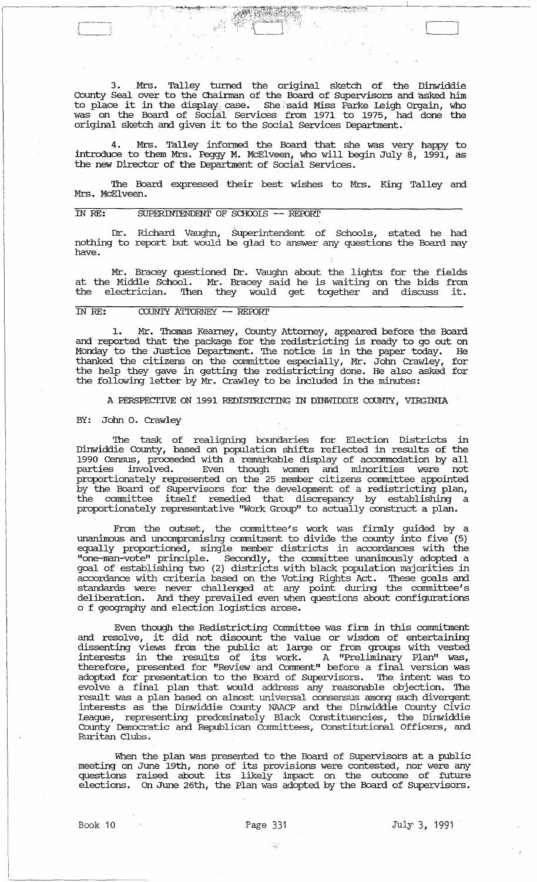3. Mrs. Talley turned the original sketch of the Dinwiddie County Seal over to the Chairman of the Board of Supervisors and asked him to place it in the display case. She said Miss Parke Leigh Orgain, who was on the Board of Social Services from 1971 to 1975, had done the original sketch and given it to the Social Services Department.

4. Mrs. Talley informed the Board that she was very happy to introduce to them Mrs. Peggy M. McElveen, who will begin July 8, 1991, as the new Director of the Department of Social Services.

The Board expressed their best wishes to Mrs. King Talley and Mrs. McElveen.

IN RE: SUPERINTENDENT OF SCHOOLS -- REPORT

Dr. Richard Vaughn, Superintendent of Schools, stated he had nothing to report but would be glad to answer any questions the Board may have.

Mr. Bracey questioned Dr. Vaughn about the lights for the fields at the Middle School. Mr. Bracey said he is waiting on the bids from the electrician. Then they would get together and discuss it.

IN RE: COUNTY ATTORNEY -- REPORT

1. Mr. Thomas Kearney, County Attorney, appeared before the Board and reported that the package for the redistricting is ready to go out on Monday to the Justice Department. The notice is in the paper today. He thanked the citizens on the committee especially, Mr. John Crawley, for the help they gave in getting the redistricting done. He also asked for the following letter by Mr. Crawley to be included in the minutes:

A PERSPECTIVE ON 1991 REDISTRICTING IN DINWIDDIE COUNTY, VIRGINIA

BY: John O. Crawley

The task of realigning boundaries for Election Districts in Dinwiddie County, based on population shifts reflected in results of the 1990 Census, proceeded with a remarkable display of accommodation by all parties involved. Even though women and minorities were not proportionately represented on the 25 member citizens committee appointed by the Board of Supervisors for the development of a redistricting plan, the committee itself remedied that discrepancy by establishing a proportionately representative "Work Group" to actually construct a plan.

From the outset, the committee's work was firmly guided by a unanimous and uncompromising commitment to divide the county into five (5) equally proportioned, single member districts in accordances with the "one-man-vote" principle. Secondly, the committee unanimously adopted a goal of establishing two (2) districts with black population majorities in accordance with criteria based on the Voting Rights Act. These goals and standards were never challenged at any point during the committee's deliberation. And they prevailed even when questions about configurations o f geography and election logistics arose.

Even though the Redistricting Committee was firm in this commitment and resolve, it did not discount the value or wisdom of entertaining dissenting views from the public at large or from groups with vested interests in the results of its work. A "Preliminary Plan" was, therefore, presented for "Review and Comment" before a final version was adopted for presentation to the Board of Supervisors. The intent was to evolve a final plan that would address any reasonable objection. The result was a plan based on almost universal consensus among such divergent interests as the Dinwiddie County NAACP and the Dinwiddie County Civic League, representing predominately Black Constituencies, the Dinwiddie County Democratic and Republican Committees, Constitutional Officers, and Ruritan Clubs.

When the plan was presented to the Board of Supervisors at a public meeting on June 19th, none of its provisions were contested, nor were any questions raised about its likely impact on the outcome of future elections. On June 26th, the Plan was adopted by the Board of Supervisors.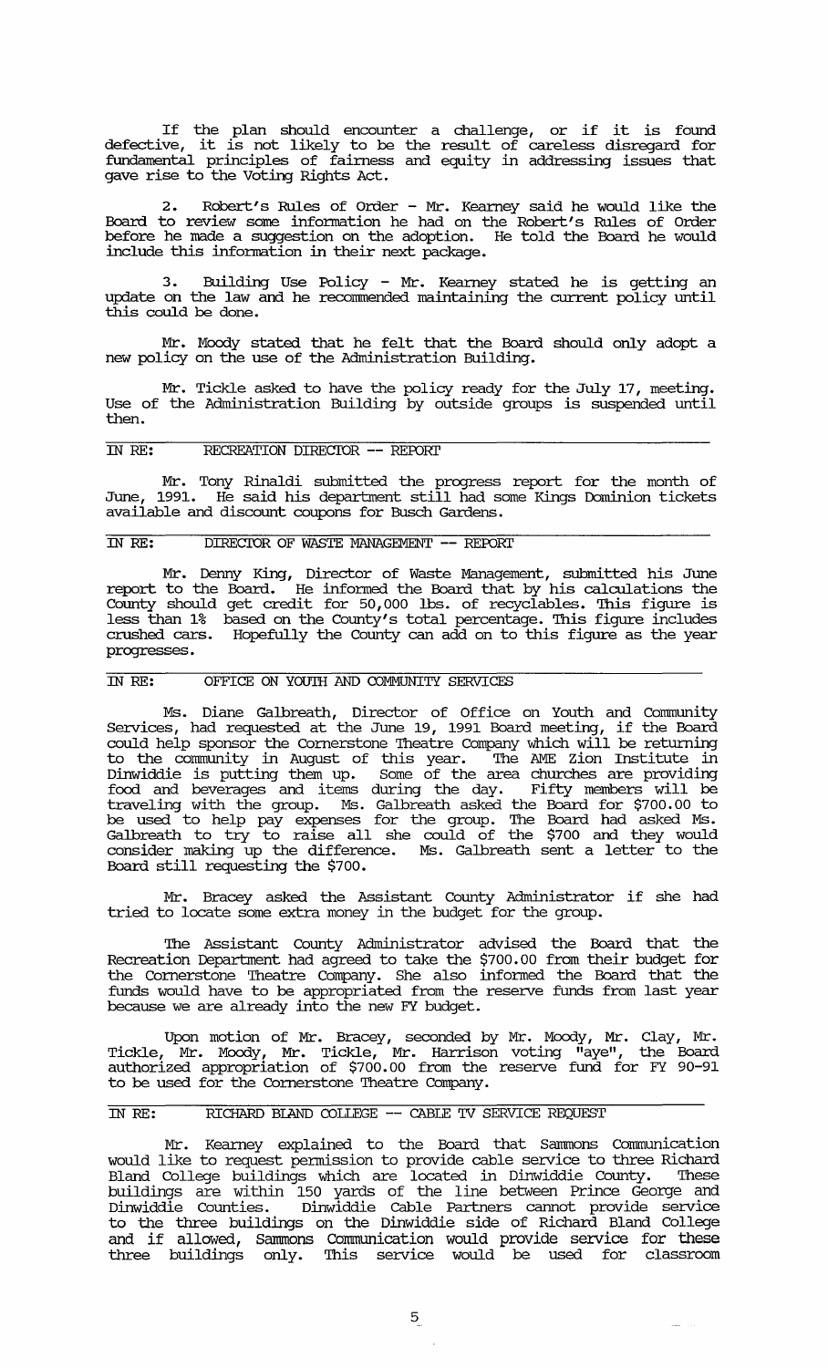If the plan should encounter a challenge, or if it is found defective, it is not likely to be the result of careless disregard for fundamental principles of fairness and equity in addressing issues that gave rise to the Voting Rights Act.

2. Robert's Rules of Order - Mr. Kearney said he would like the Board to review some information he had on the Robert's Rules of Order before he made a suggestion on the adoption. He told the Board he would include this information in their next package.

3. Building Use Policy - Mr. Kearney stated he is getting an update on the law and he recommended maintaining the current policy until this could be done.

Mr. Moody stated that he felt that the Board should only adopt a new policy on the use of the Administration Building.

Mr. Tickle asked to have the policy ready for the July 17, meeting. Use of the Administration Building by outside groups is suspended until then.

IN RE: RECREATION DIRECTOR -- REPORT

Mr. Tony Rinaldi submitted the progress report for the month of June, 1991. He said his department still had some Kings Dominion tickets available and discount coupons for Busch Gardens.

IN RE: DIRECTOR OF WASTE MANAGEMENT -- REPORT

Mr. Denny King, Director of Waste Management, submitted his June report to the Board. He informed the Board that by his calculations the County should get credit for 50,000 lbs. of recyclables. This figure is less than 1% based on the County's total percentage. This figure includes crushed cars. Hopefully the County can add on to this figure as the year progresses.

IN RE: OFFICE ON YOUTH AND COMMUNITY SERVICES

Ms. Diane Galbreath, Director of Office on Youth and Community Services, had requested at the June 19, 1991 Board meeting, if the Board could help sponsor the Cornerstone Theatre Company which will be returning to the community in August of this year. The AME Zion Institute in Dinwiddie is putting them up. Some of the area churches are providing food and beverages and items during the day. Fifty members will be traveling with the group. Ms. Galbreath asked the Board for $700.00 to be used to help pay expenses for the group. The Board had asked Ms. Galbreath to try to raise all she could of the $700 and they would consider making up the difference. Ms. Galbreath sent a letter to the Board still requesting the $700.

Mr. Bracey asked the Assistant County Administrator if she had tried to locate some extra money in the budget for the group.

The Assistant County Administrator advised the Board that the Recreation Department had agreed to take the $700.00 from their budget for the Cornerstone Theatre Company. She also informed the Board that the funds would have to be appropriated from the reserve funds from last year because we are already into the new FY budget.

Upon motion of Mr. Bracey, seconded by Mr. Moody, Mr. Clay, Mr. Tickle, Mr. Moody, Mr. Tickle, Mr. Harrison voting "aye", the Board authorized appropriation of $700.00 from the reserve fund for FY 90-91 to be used for the Cornerstone Theatre Company.

IN RE: RICHARD BLAND COLLEGE -- CABLE TV SERVICE REQUEST

Mr. Kearney explained to the Board that Sammons Communication would like to request permission to provide cable service to three Richard Bland College buildings which are located in Dinwiddie County. These buildings are within 150 yards of the line between Prince George and Dinwiddie Counties. Dinwiddie Cable Partners cannot provide service to the three buildings on the Dinwiddie side of Richard Bland College and if allowed, Sammons Communication would provide service for these three buildings only. This service would be used for classroom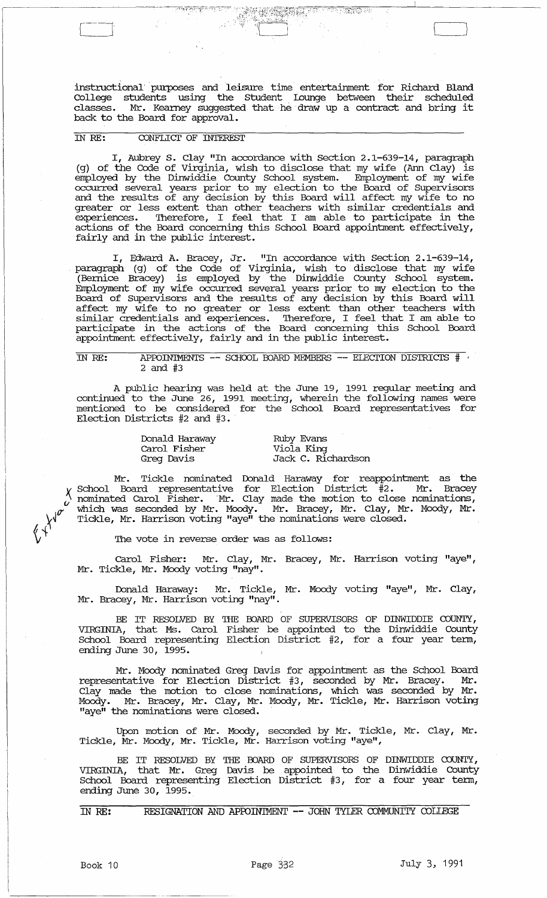instructional purposes and leisure time entertainment for Richard Bland College students using the Student Lounge between their scheduled classes. Mr. Kearney suggested that he draw up a contract and bring it back to the Board for approval.

IN RE: CONFLICT OF INTEREST

I, Aubrey S. Clay "In accordance with Section 2.1-639-14, paragraph (g) of the Code of Virginia, wish to disclose that my wife (Ann Clay) is employed by the Dinwiddie County School system. Employment of my wife occurred several years prior to my election to the Board of Supervisors and the results of any decision by this Board will affect my wife to no greater or less extent than other teachers with similar credentials and experiences. Therefore, I feel that I am able to participate in the actions of the Board concerning this School Board appointment effectively, fairly and in the public interest.

I, Edward A. Bracey, Jr. "In accordance with Section 2.1-639-14, paragraph (g) of the Code of Virginia, wish to disclose that my wife (Bernice Bracey) is employed by the Dinwiddie County School system. Employment of my wife occurred several years prior to my election to the Board of Supervisors and the results of any decision by this Board will affect my wife to no greater or less extent than other teachers with similar credentials and experiences. Therefore, I feel that I am able to participate in the actions of the Board concerning this School Board appointment effectively, fairly and in the public interest.

IN RE: APPOINTMENTS -- SCHOOL BOARD MEMBERS -- ELECTION DISTRICTS # 2 and #3

A public hearing was held at the June 19, 1991 regular meeting and continued to the June 26, 1991 meeting, wherein the following names were mentioned to be considered for the School Board representatives for Election Districts #2 and #3.

| | |
|---|---|
| Donald Haraway | Ruby Evans |
| Carol Fisher | Viola King |
| Greg Davis | Jack C. Richardson |

Mr. Tickle nominated Donald Haraway for reappointment as the School Board representative for Election District #2. Mr. Bracey nominated Carol Fisher. Mr. Clay made the motion to close nominations, which was seconded by Mr. Moody. Mr. Bracey, Mr. Clay, Mr. Moody, Mr. Tickle, Mr. Harrison voting "aye" the nominations were closed.

The vote in reverse order was as follows:

Carol Fisher: Mr. Clay, Mr. Bracey, Mr. Harrison voting "aye", Mr. Tickle, Mr. Moody voting "nay".

Donald Haraway: Mr. Tickle, Mr. Moody voting "aye", Mr. Clay, Mr. Bracey, Mr. Harrison voting "nay".

BE IT RESOLVED BY THE BOARD OF SUPERVISORS OF DINWIDDIE COUNTY, VIRGINIA, that Ms. Carol Fisher be appointed to the Dinwiddie County School Board representing Election District #2, for a four year term, ending June 30, 1995.

Mr. Moody nominated Greg Davis for appointment as the School Board representative for Election District #3, seconded by Mr. Bracey. Mr. Clay made the motion to close nominations, which was seconded by Mr. Moody. Mr. Bracey, Mr. Clay, Mr. Moody, Mr. Tickle, Mr. Harrison voting "aye" the nominations were closed.

Upon motion of Mr. Moody, seconded by Mr. Tickle, Mr. Clay, Mr. Tickle, Mr. Moody, Mr. Tickle, Mr. Harrison voting "aye",

BE IT RESOLVED BY THE BOARD OF SUPERVISORS OF DINWIDDIE COUNTY, VIRGINIA, that Mr. Greg Davis be appointed to the Dinwiddie County School Board representing Election District #3, for a four year term, ending June 30, 1995.

IN RE: RESIGNATION AND APPOINTMENT -- JOHN TYLER COMMUNITY COLLEGE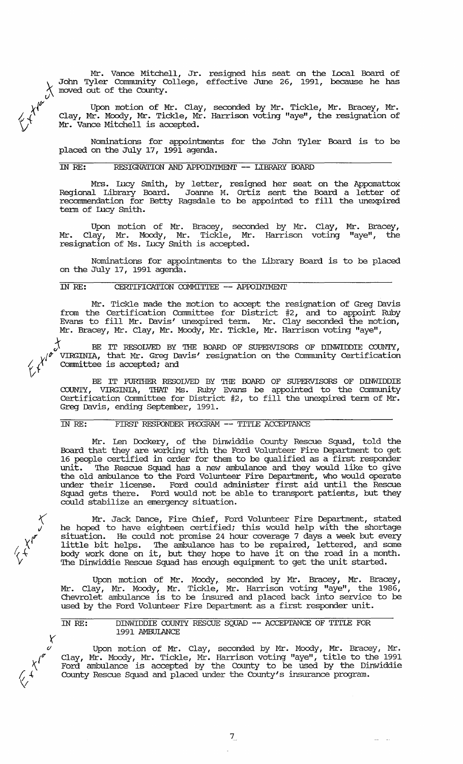Mr. Vance Mitchell, Jr. resigned his seat on the Local Board of John Tyler Community College, effective June 26, 1991, because he has moved out of the County.

Upon motion of Mr. Clay, seconded by Mr. Tickle, Mr. Bracey, Mr. Clay, Mr. Moody, Mr. Tickle, Mr. Harrison voting "aye", the resignation of Mr. Vance Mitchell is accepted.

Nominations for appointments for the John Tyler Board is to be placed on the July 17, 1991 agenda.

## IN RE: RESIGNATION AND APPOINTMENT -- LIBRARY BOARD

Mrs. Lucy Smith, by letter, resigned her seat on the Appomattox Regional Library Board. Joanne M. Ortiz sent the Board a letter of recommendation for Betty Ragsdale to be appointed to fill the unexpired term of Lucy Smith.

Upon motion of Mr. Bracey, seconded by Mr. Clay, Mr. Bracey, Mr. Clay, Mr. Moody, Mr. Tickle, Mr. Harrison voting "aye", the resignation of Ms. Lucy Smith is accepted.

Nominations for appointments to the Library Board is to be placed on the July 17, 1991 agenda.

## IN RE: CERTIFICATION COMMITTEE -- APPOINTMENT

Mr. Tickle made the motion to accept the resignation of Greg Davis from the Certification Committee for District #2, and to appoint Ruby Evans to fill Mr. Davis' unexpired term. Mr. Clay seconded the motion, Mr. Bracey, Mr. Clay, Mr. Moody, Mr. Tickle, Mr. Harrison voting "aye",

BE IT RESOLVED BY THE BOARD OF SUPERVISORS OF DINWIDDIE COUNTY, VIRGINIA, that Mr. Greg Davis' resignation on the Community Certification Committee is accepted; and

BE IT FURTHER RESOLVED BY THE BOARD OF SUPERVISORS OF DINWIDDIE COUNTY, VIRGINIA, THAT Ms. Ruby Evans be appointed to the Community Certification Committee for District #2, to fill the unexpired term of Mr. Greg Davis, ending September, 1991.

## IN RE: FIRST RESPONDER PROGRAM -- TITLE ACCEPTANCE

Mr. Len Dockery, of the Dinwiddie County Rescue Squad, told the Board that they are working with the Ford Volunteer Fire Department to get 16 people certified in order for them to be qualified as a first responder unit. The Rescue Squad has a new ambulance and they would like to give the old ambulance to the Ford Volunteer Fire Department, who would operate under their license. Ford could administer first aid until the Rescue Squad gets there. Ford would not be able to transport patients, but they could stabilize an emergency situation.

Mr. Jack Dance, Fire Chief, Ford Volunteer Fire Department, stated he hoped to have eighteen certified; this would help with the shortage situation. He could not promise 24 hour coverage 7 days a week but every little bit helps. The ambulance has to be repaired, lettered, and some body work done on it, but they hope to have it on the road in a month. The Dinwiddie Rescue Squad has enough equipment to get the unit started.

Upon motion of Mr. Moody, seconded by Mr. Bracey, Mr. Bracey, Mr. Clay, Mr. Moody, Mr. Tickle, Mr. Harrison voting "aye", the 1986, Chevrolet ambulance is to be insured and placed back into service to be used by the Ford Volunteer Fire Department as a first responder unit.

## IN RE: DINWIDDIE COUNTY RESCUE SQUAD -- ACCEPTANCE OF TITLE FOR 1991 AMBULANCE

Upon motion of Mr. Clay, seconded by Mr. Moody, Mr. Bracey, Mr. Clay, Mr. Moody, Mr. Tickle, Mr. Harrison voting "aye", title to the 1991 Ford ambulance is accepted by the County to be used by the Dinwiddie County Rescue Squad and placed under the County's insurance program.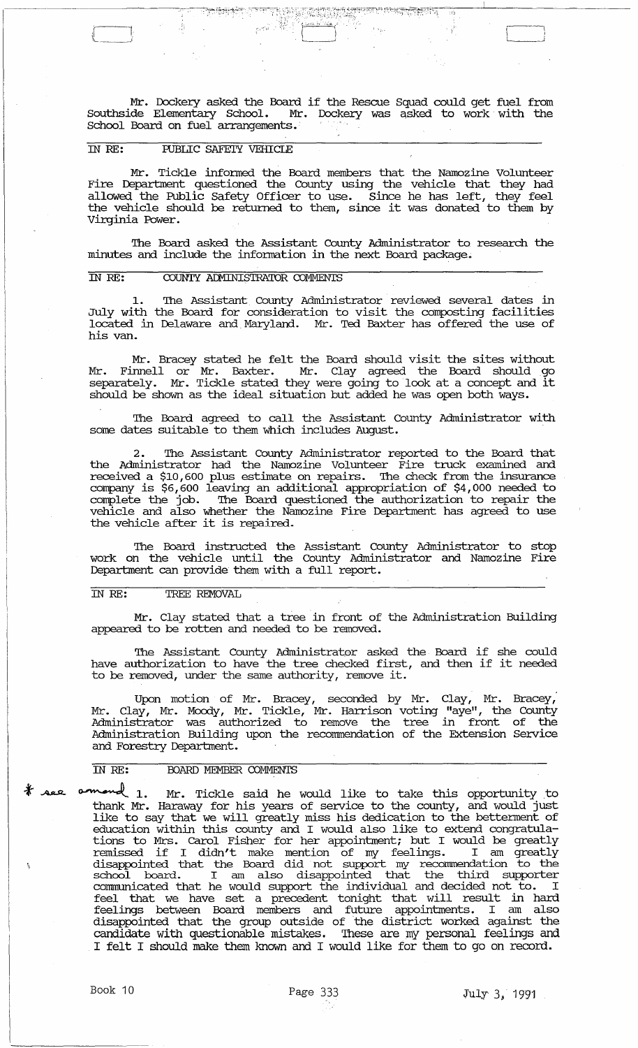Mr. Dockery asked the Board if the Rescue Squad could get fuel from Southside Elementary School. Mr. Dockery was asked to work with the School Board on fuel arrangements.

IN RE: PUBLIC SAFETY VEHICLE

Mr. Tickle informed the Board members that the Namozine Volunteer Fire Department questioned the County using the vehicle that they had allowed the Public Safety Officer to use. Since he has left, they feel the vehicle should be returned to them, since it was donated to them by Virginia Power.

The Board asked the Assistant County Administrator to research the minutes and include the information in the next Board package.

IN RE: COUNTY ADMINISTRATOR COMMENTS

1. The Assistant County Administrator reviewed several dates in July with the Board for consideration to visit the composting facilities located in Delaware and Maryland. Mr. Ted Baxter has offered the use of his van.

Mr. Bracey stated he felt the Board should visit the sites without Mr. Finnell or Mr. Baxter. Mr. Clay agreed the Board should go separately. Mr. Tickle stated they were going to look at a concept and it should be shown as the ideal situation but added he was open both ways.

The Board agreed to call the Assistant County Administrator with some dates suitable to them which includes August.

2. The Assistant County Administrator reported to the Board that the Administrator had the Namozine Volunteer Fire truck examined and received a $10,600 plus estimate on repairs. The check from the insurance company is $6,600 leaving an additional appropriation of $4,000 needed to complete the job. The Board questioned the authorization to repair the vehicle and also whether the Namozine Fire Department has agreed to use the vehicle after it is repaired.

The Board instructed the Assistant County Administrator to stop work on the vehicle until the County Administrator and Namozine Fire Department can provide them with a full report.

IN RE: TREE REMOVAL

Mr. Clay stated that a tree in front of the Administration Building appeared to be rotten and needed to be removed.

The Assistant County Administrator asked the Board if she could have authorization to have the tree checked first, and then if it needed to be removed, under the same authority, remove it.

Upon motion of Mr. Bracey, seconded by Mr. Clay, Mr. Bracey, Mr. Clay, Mr. Moody, Mr. Tickle, Mr. Harrison voting "aye", the County Administrator was authorized to remove the tree in front of the Administration Building upon the recommendation of the Extension Service and Forestry Department.

IN RE: BOARD MEMBER COMMENTS

* see amend 1. Mr. Tickle said he would like to take this opportunity to thank Mr. Haraway for his years of service to the county, and would just like to say that we will greatly miss his dedication to the betterment of education within this county and I would also like to extend congratulations to Mrs. Carol Fisher for her appointment; but I would be greatly remissed if I didn't make mention of my feelings. I am greatly disappointed that the Board did not support my recommendation to the school board. I am also disappointed that the third supporter communicated that he would support the individual and decided not to. I feel that we have set a precedent tonight that will result in hard feelings between Board members and future appointments. I am also disappointed that the group outside of the district worked against the candidate with questionable mistakes. These are my personal feelings and I felt I should make them known and I would like for them to go on record.

Book 10 Page 333 July 3, 1991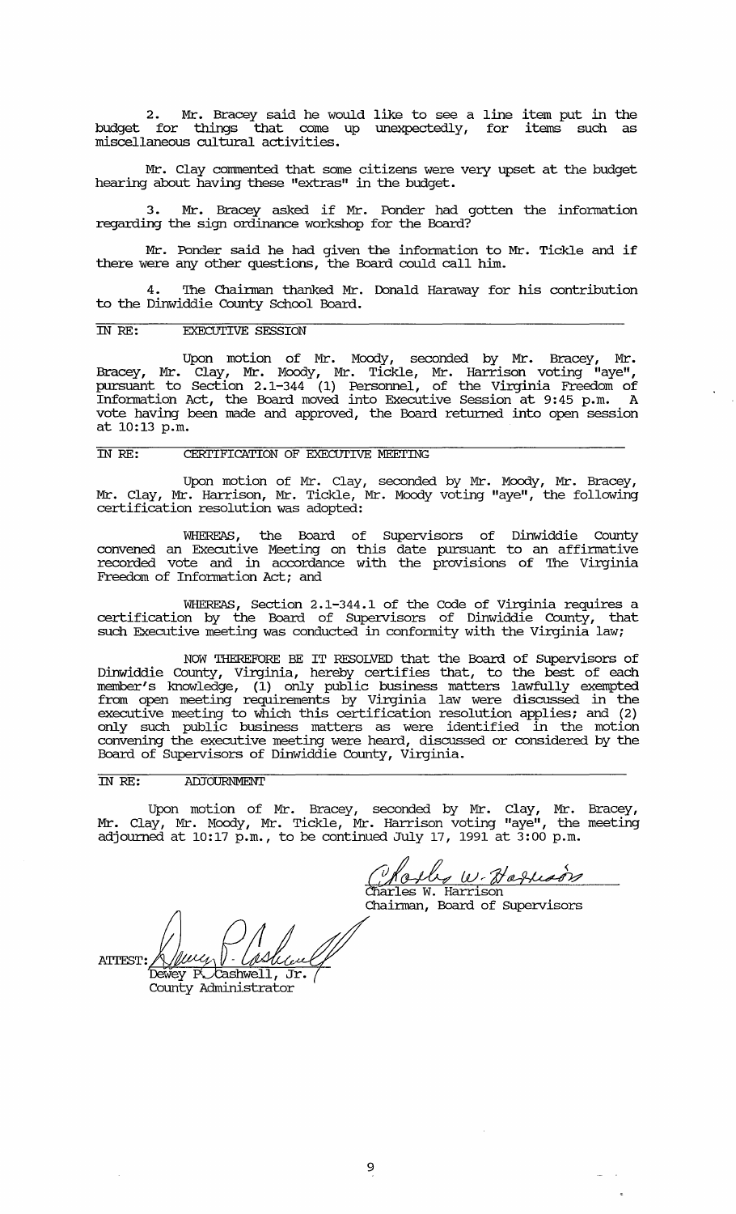2. Mr. Bracey said he would like to see a line item put in the budget for things that come up unexpectedly, for items such as miscellaneous cultural activities.

Mr. Clay commented that some citizens were very upset at the budget hearing about having these "extras" in the budget.

3. Mr. Bracey asked if Mr. Ponder had gotten the information regarding the sign ordinance workshop for the Board?

Mr. Ponder said he had given the information to Mr. Tickle and if there were any other questions, the Board could call him.

4. The Chairman thanked Mr. Donald Haraway for his contribution to the Dinwiddie County School Board.

IN RE: EXECUTIVE SESSION

Upon motion of Mr. Moody, seconded by Mr. Bracey, Mr. Bracey, Mr. Clay, Mr. Moody, Mr. Tickle, Mr. Harrison voting "aye", pursuant to Section 2.1-344 (1) Personnel, of the Virginia Freedom of Information Act, the Board moved into Executive Session at 9:45 p.m. A vote having been made and approved, the Board returned into open session at 10:13 p.m.

IN RE: CERTIFICATION OF EXECUTIVE MEETING

Upon motion of Mr. Clay, seconded by Mr. Moody, Mr. Bracey, Mr. Clay, Mr. Harrison, Mr. Tickle, Mr. Moody voting "aye", the following certification resolution was adopted:

WHEREAS, the Board of Supervisors of Dinwiddie County convened an Executive Meeting on this date pursuant to an affirmative recorded vote and in accordance with the provisions of The Virginia Freedom of Information Act; and

WHEREAS, Section 2.1-344.1 of the Code of Virginia requires a certification by the Board of Supervisors of Dinwiddie County, that such Executive meeting was conducted in conformity with the Virginia law;

NOW THEREFORE BE IT RESOLVED that the Board of Supervisors of Dinwiddie County, Virginia, hereby certifies that, to the best of each member's knowledge, (1) only public business matters lawfully exempted from open meeting requirements by Virginia law were discussed in the executive meeting to which this certification resolution applies; and (2) only such public business matters as were identified in the motion convening the executive meeting were heard, discussed or considered by the Board of Supervisors of Dinwiddie County, Virginia.

IN RE: ADJOURNMENT

Upon motion of Mr. Bracey, seconded by Mr. Clay, Mr. Bracey, Mr. Clay, Mr. Moody, Mr. Tickle, Mr. Harrison voting "aye", the meeting adjourned at 10:17 p.m., to be continued July 17, 1991 at 3:00 p.m.

Charles W. Harrison
Chairman, Board of Supervisors

ATTEST: Dewey P. Cashwell, Jr.
County Administrator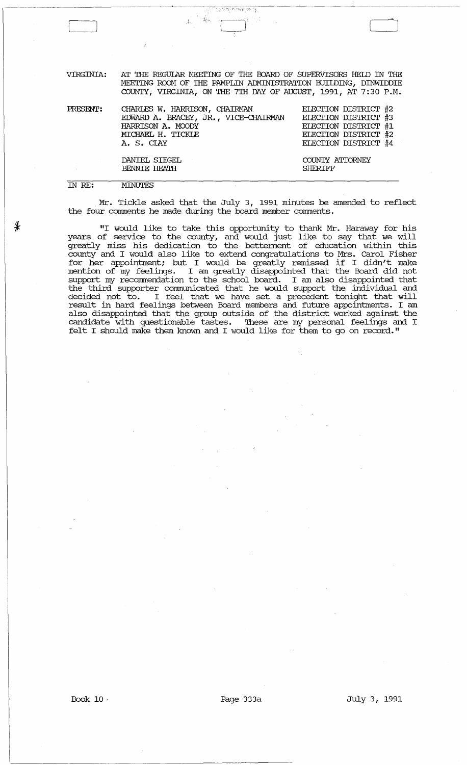VIRGINIA: AT THE REGULAR MEETING OF THE BOARD OF SUPERVISORS HELD IN THE MEETING ROOM OF THE PAMPLIN ADMINISTRATION BUILDING, DINWIDDIE COUNTY, VIRGINIA, ON THE 7TH DAY OF AUGUST, 1991, AT 7:30 P.M.

| PRESENT: | | |
|---|---|---|
| | CHARLES W. HARRISON, CHAIRMAN | ELECTION DISTRICT #2 |
| | EDWARD A. BRACEY, JR., VICE-CHAIRMAN | ELECTION DISTRICT #3 |
| | HARRISON A. MOODY | ELECTION DISTRICT #1 |
| | MICHAEL H. TICKLE | ELECTION DISTRICT #2 |
| | A. S. CLAY | ELECTION DISTRICT #4 |
| | DANIEL SIEGEL | COUNTY ATTORNEY |
| | BENNIE HEATH | SHERIFF |

IN RE: MINUTES

Mr. Tickle asked that the July 3, 1991 minutes be amended to reflect the four comments he made during the board member comments.

"I would like to take this opportunity to thank Mr. Haraway for his years of service to the county, and would just like to say that we will greatly miss his dedication to the betterment of education within this county and I would also like to extend congratulations to Mrs. Carol Fisher for her appointment; but I would be greatly remissed if I didn't make mention of my feelings. I am greatly disappointed that the Board did not support my recommendation to the school board. I am also disappointed that the third supporter communicated that he would support the individual and decided not to. I feel that we have set a precedent tonight that will result in hard feelings between Board members and future appointments. I am also disappointed that the group outside of the district worked against the candidate with questionable tastes. These are my personal feelings and I felt I should make them known and I would like for them to go on record."

Book 10 Page 333a July 3, 1991